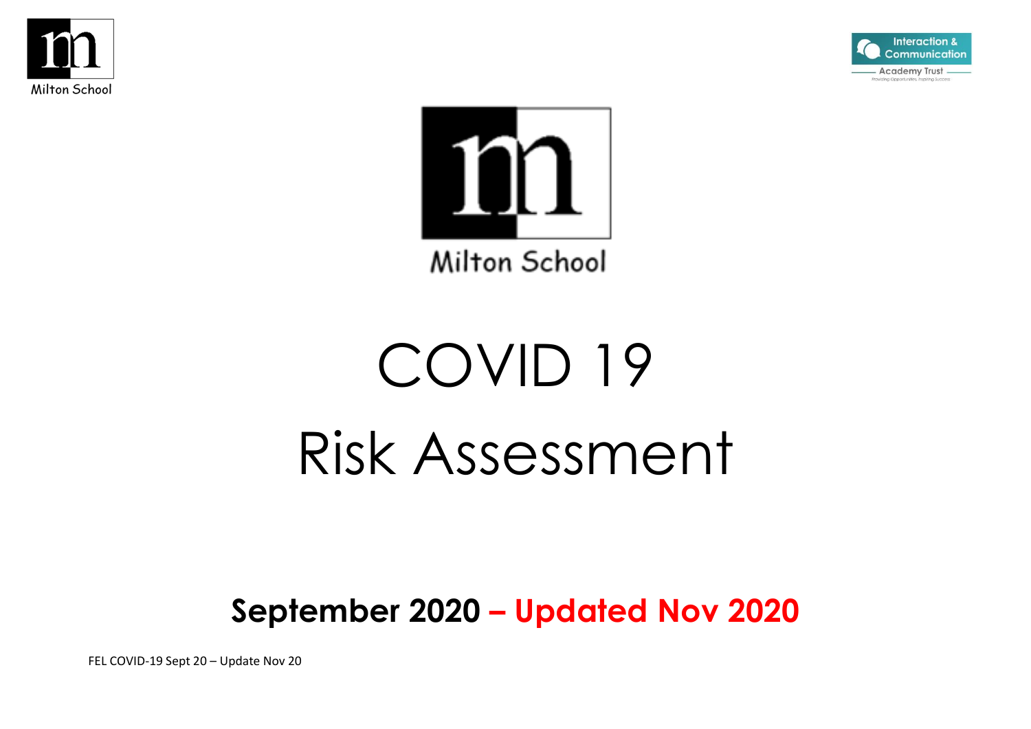Milton School

Interaction & Communication Academy Trust

Providing Opportunities, Inspiring Success

Milton School

# COVID 19

# Risk Assessment

**September 2020 – Updated Nov 2020**

FEL COVID-19 Sept 20 – Update Nov 20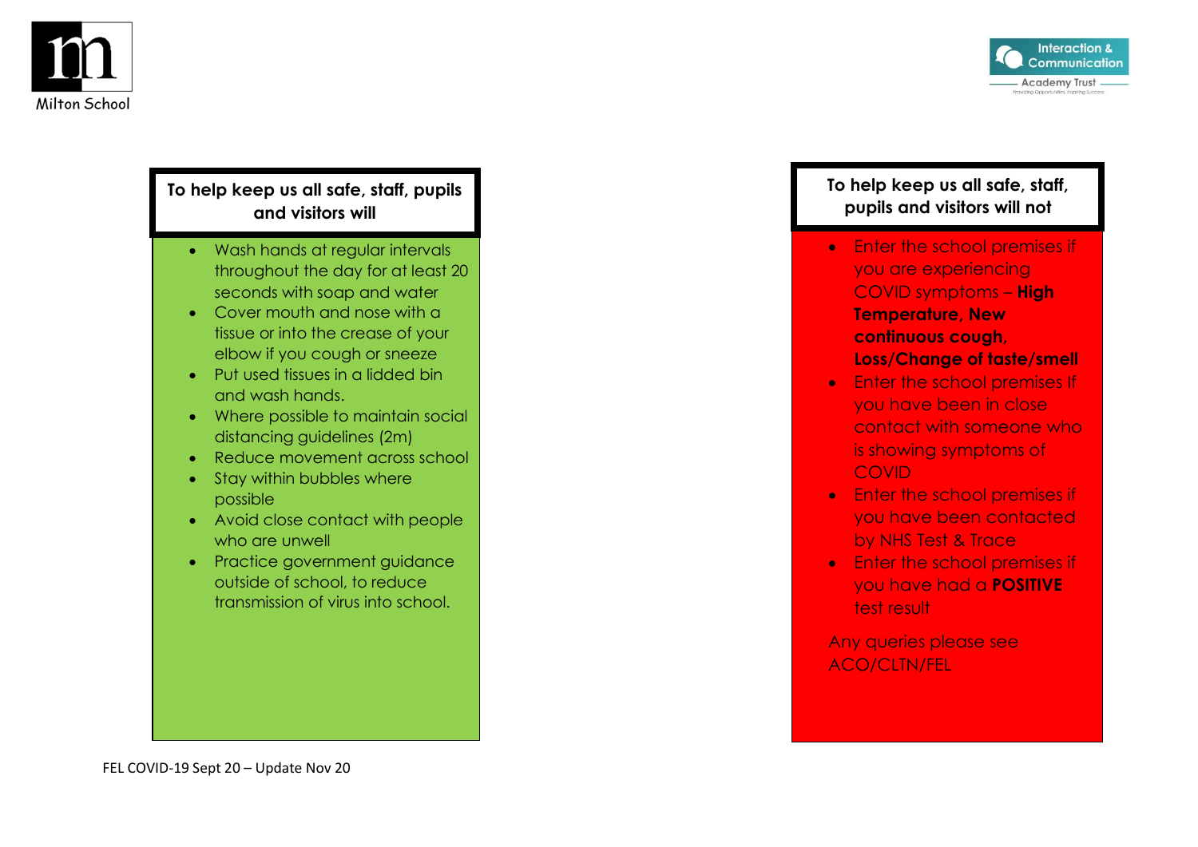Milton School

Interaction & Communication Academy Trust

**To help keep us all safe, staff, pupils and visitors will**

- Wash hands at regular intervals throughout the day for at least 20 seconds with soap and water
- Cover mouth and nose with a tissue or into the crease of your elbow if you cough or sneeze
- Put used tissues in a lidded bin and wash hands.
- Where possible to maintain social distancing guidelines (2m)
- Reduce movement across school
- Stay within bubbles where possible
- Avoid close contact with people who are unwell
- Practice government guidance outside of school, to reduce transmission of virus into school.

**To help keep us all safe, staff, pupils and visitors will not**

- Enter the school premises if you are experiencing COVID symptoms – **High Temperature, New continuous cough, Loss/Change of taste/smell**
- Enter the school premises If you have been in close contact with someone who is showing symptoms of COVID
- Enter the school premises if you have been contacted by NHS Test & Trace
- Enter the school premises if you have had a **POSITIVE** test result

Any queries please see ACO/CLTN/FEL

FEL COVID-19 Sept 20 – Update Nov 20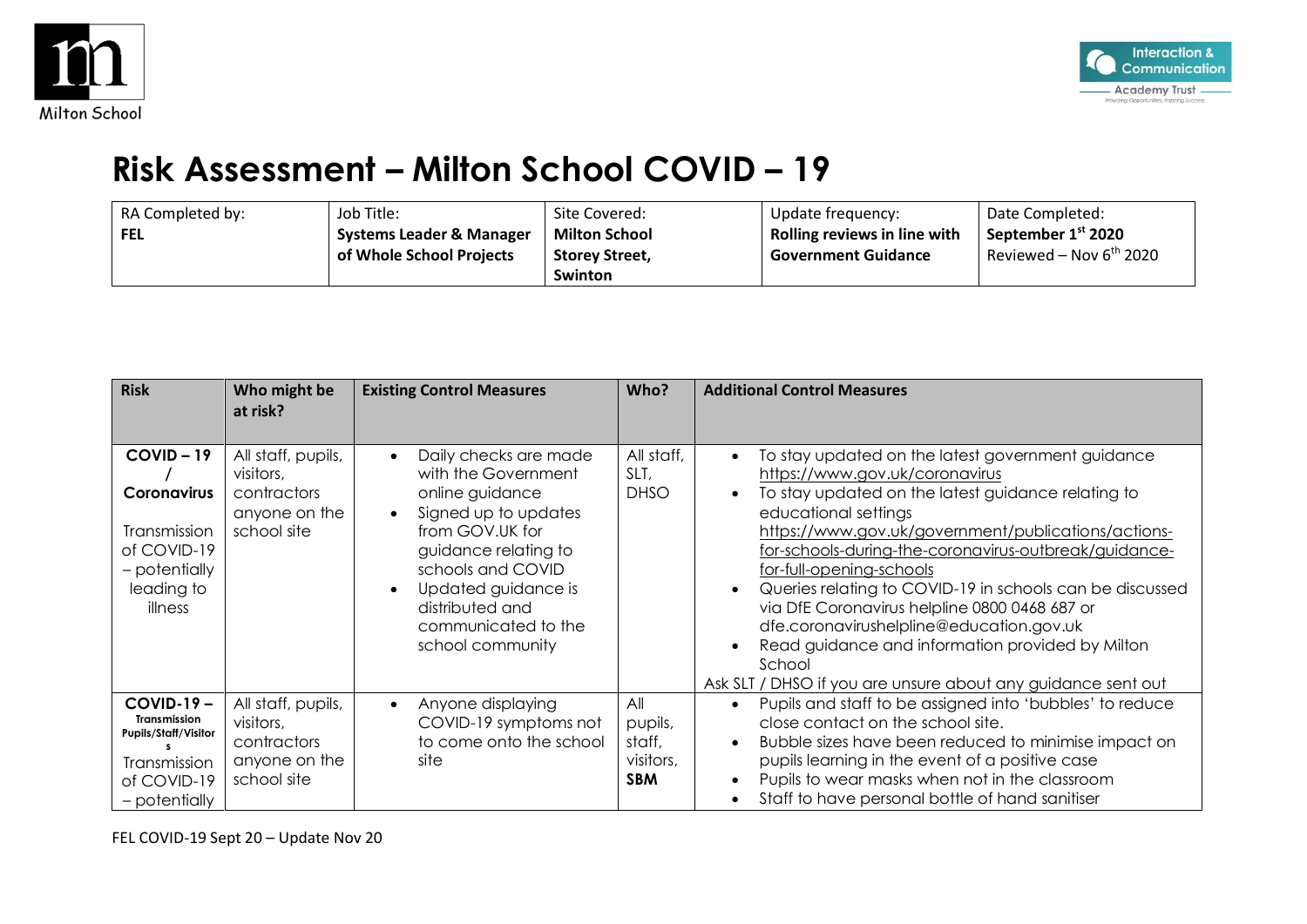# Risk Assessment – Milton School COVID – 19

| RA Completed by: **FEL** | Job Title: **Systems Leader & Manager of Whole School Projects** | Site Covered: **Milton School Storey Street, Swinton** | Update frequency: **Rolling reviews in line with Government Guidance** | Date Completed: **September 1st 2020** Reviewed – Nov 6th 2020 |
|---|---|---|---|---|

| Risk | Who might be at risk? | Existing Control Measures | Who? | Additional Control Measures |
|---|---|---|---|---|
| **COVID – 19 / Coronavirus** Transmission of COVID-19 – potentially leading to illness | All staff, pupils, visitors, contractors anyone on the school site | • Daily checks are made with the Government online guidance<br>• Signed up to updates from GOV.UK for guidance relating to schools and COVID<br>• Updated guidance is distributed and communicated to the school community | All staff, SLT, DHSO | • To stay updated on the latest government guidance https://www.gov.uk/coronavirus<br>• To stay updated on the latest guidance relating to educational settings https://www.gov.uk/government/publications/actions-for-schools-during-the-coronavirus-outbreak/guidance-for-full-opening-schools<br>• Queries relating to COVID-19 in schools can be discussed via DfE Coronavirus helpline 0800 0468 687 or dfe.coronavirushelpline@education.gov.uk<br>• Read guidance and information provided by Milton School<br>Ask SLT / DHSO if you are unsure about any guidance sent out |
| **COVID-19 – Transmission Pupils/Staff/Visitors** Transmission of COVID-19 – potentially | All staff, pupils, visitors, contractors anyone on the school site | • Anyone displaying COVID-19 symptoms not to come onto the school site | All pupils, staff, visitors, **SBM** | • Pupils and staff to be assigned into 'bubbles' to reduce close contact on the school site.<br>• Bubble sizes have been reduced to minimise impact on pupils learning in the event of a positive case<br>• Pupils to wear masks when not in the classroom<br>• Staff to have personal bottle of hand sanitiser |

FEL COVID-19 Sept 20 – Update Nov 20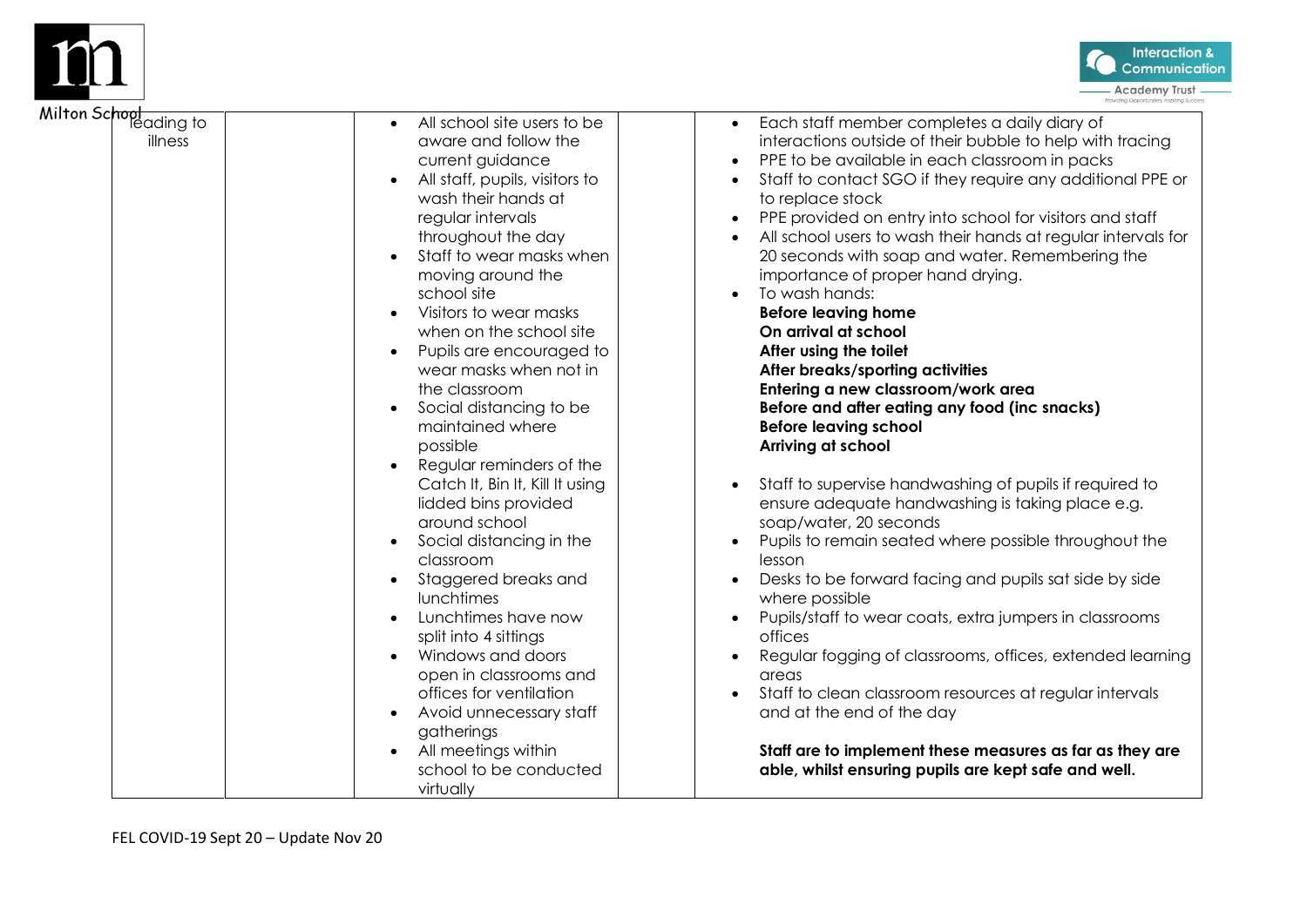| leading to illness | | • All school site users to be aware and follow the current guidance<br>• All staff, pupils, visitors to wash their hands at regular intervals throughout the day<br>• Staff to wear masks when moving around the school site<br>• Visitors to wear masks when on the school site<br>• Pupils are encouraged to wear masks when not in the classroom<br>• Social distancing to be maintained where possible<br>• Regular reminders of the Catch It, Bin It, Kill It using lidded bins provided around school<br>• Social distancing in the classroom<br>• Staggered breaks and lunchtimes<br>• Lunchtimes have now split into 4 sittings<br>• Windows and doors open in classrooms and offices for ventilation<br>• Avoid unnecessary staff gatherings<br>• All meetings within school to be conducted virtually | | • Each staff member completes a daily diary of interactions outside of their bubble to help with tracing<br>• PPE to be available in each classroom in packs<br>• Staff to contact SGO if they require any additional PPE or to replace stock<br>• PPE provided on entry into school for visitors and staff<br>• All school users to wash their hands at regular intervals for 20 seconds with soap and water. Remembering the importance of proper hand drying.<br>• To wash hands:<br>**Before leaving home**<br>**On arrival at school**<br>**After using the toilet**<br>**After breaks/sporting activities**<br>**Entering a new classroom/work area**<br>**Before and after eating any food (inc snacks)**<br>**Before leaving school**<br>**Arriving at school**<br><br>• Staff to supervise handwashing of pupils if required to ensure adequate handwashing is taking place e.g. soap/water, 20 seconds<br>• Pupils to remain seated where possible throughout the lesson<br>• Desks to be forward facing and pupils sat side by side where possible<br>• Pupils/staff to wear coats, extra jumpers in classrooms offices<br>• Regular fogging of classrooms, offices, extended learning areas<br>• Staff to clean classroom resources at regular intervals and at the end of the day<br><br>**Staff are to implement these measures as far as they are able, whilst ensuring pupils are kept safe and well.** |
|---|---|---|---|---|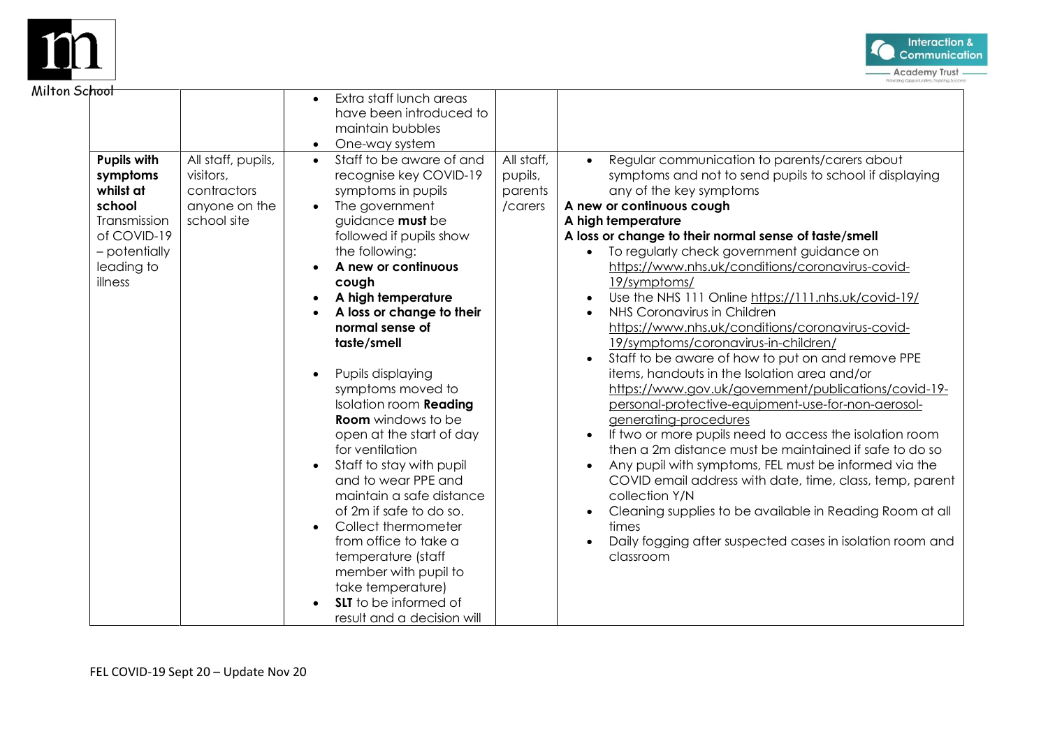| | | | | |
|---|---|---|---|---|
| | | • Extra staff lunch areas have been introduced to maintain bubbles<br>• One-way system | | |
| **Pupils with symptoms whilst at school** Transmission of COVID-19 – potentially leading to illness | All staff, pupils, visitors, contractors anyone on the school site | • Staff to be aware of and recognise key COVID-19 symptoms in pupils<br>• The government guidance **must** be followed if pupils show the following:<br>• **A new or continuous cough**<br>• **A high temperature**<br>• **A loss or change to their normal sense of taste/smell**<br><br>• Pupils displaying symptoms moved to Isolation room **Reading Room** windows to be open at the start of day for ventilation<br>• Staff to stay with pupil and to wear PPE and maintain a safe distance of 2m if safe to do so.<br>• Collect thermometer from office to take a temperature (staff member with pupil to take temperature)<br>• **SLT** to be informed of result and a decision will | All staff, pupils, parents /carers | • Regular communication to parents/carers about symptoms and not to send pupils to school if displaying any of the key symptoms<br>**A new or continuous cough**<br>**A high temperature**<br>**A loss or change to their normal sense of taste/smell**<br>• To regularly check government guidance on https://www.nhs.uk/conditions/coronavirus-covid-19/symptoms/<br>• Use the NHS 111 Online https://111.nhs.uk/covid-19/<br>• NHS Coronavirus in Children https://www.nhs.uk/conditions/coronavirus-covid-19/symptoms/coronavirus-in-children/<br>• Staff to be aware of how to put on and remove PPE items, handouts in the Isolation area and/or https://www.gov.uk/government/publications/covid-19-personal-protective-equipment-use-for-non-aerosol-generating-procedures<br>• If two or more pupils need to access the isolation room then a 2m distance must be maintained if safe to do so<br>• Any pupil with symptoms, FEL must be informed via the COVID email address with date, time, class, temp, parent collection Y/N<br>• Cleaning supplies to be available in Reading Room at all times<br>• Daily fogging after suspected cases in isolation room and classroom |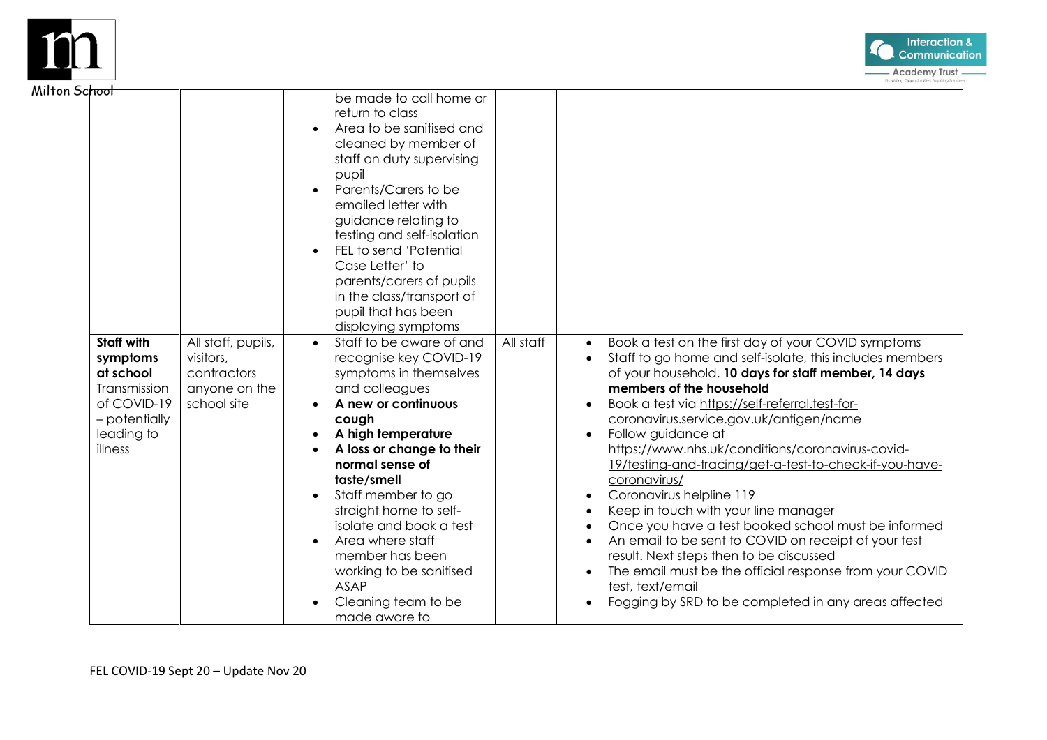| | | | | |
|---|---|---|---|---|
| | | be made to call home or return to class<br>• Area to be sanitised and cleaned by member of staff on duty supervising pupil<br>• Parents/Carers to be emailed letter with guidance relating to testing and self-isolation<br>• FEL to send 'Potential Case Letter' to parents/carers of pupils in the class/transport of pupil that has been displaying symptoms | | |
| **Staff with symptoms at school** Transmission of COVID-19 – potentially leading to illness | All staff, pupils, visitors, contractors anyone on the school site | • Staff to be aware of and recognise key COVID-19 symptoms in themselves and colleagues<br>• **A new or continuous cough**<br>• **A high temperature**<br>• **A loss or change to their normal sense of taste/smell**<br>• Staff member to go straight home to self-isolate and book a test<br>• Area where staff member has been working to be sanitised ASAP<br>• Cleaning team to be made aware to | All staff | • Book a test on the first day of your COVID symptoms<br>• Staff to go home and self-isolate, this includes members of your household. **10 days for staff member, 14 days members of the household**<br>• Book a test via https://self-referral.test-for-coronavirus.service.gov.uk/antigen/name<br>• Follow guidance at https://www.nhs.uk/conditions/coronavirus-covid-19/testing-and-tracing/get-a-test-to-check-if-you-have-coronavirus/<br>• Coronavirus helpline 119<br>• Keep in touch with your line manager<br>• Once you have a test booked school must be informed<br>• An email to be sent to COVID on receipt of your test result. Next steps then to be discussed<br>• The email must be the official response from your COVID test, text/email<br>• Fogging by SRD to be completed in any areas affected |

FEL COVID-19 Sept 20 – Update Nov 20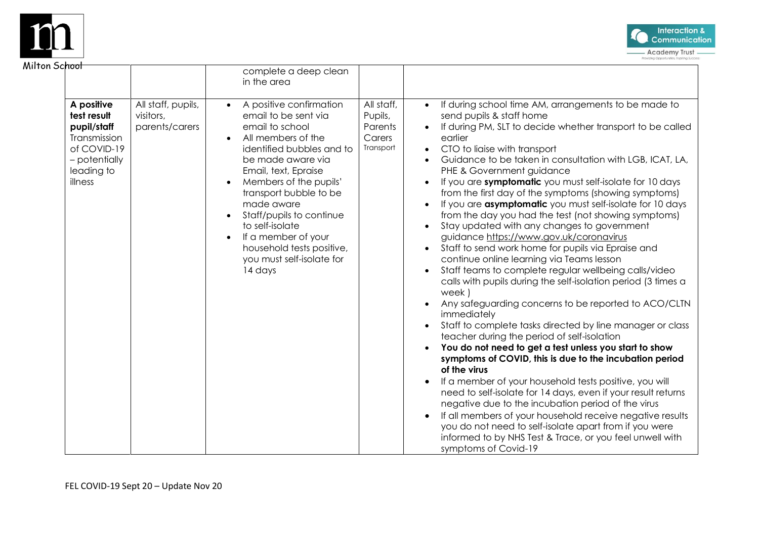| | | | | |
|---|---|---|---|---|
| | | complete a deep clean in the area | | |
| **A positive test result pupil/staff** Transmission of COVID-19 – potentially leading to illness | All staff, pupils, visitors, parents/carers | • A positive confirmation email to be sent via email to school<br>• All members of the identified bubbles and to be made aware via Email, text, Epraise<br>• Members of the pupils' transport bubble to be made aware<br>• Staff/pupils to continue to self-isolate<br>• If a member of your household tests positive, you must self-isolate for 14 days | All staff, Pupils, Parents Carers Transport | • If during school time AM, arrangements to be made to send pupils & staff home<br>• If during PM, SLT to decide whether transport to be called earlier<br>• CTO to liaise with transport<br>• Guidance to be taken in consultation with LGB, ICAT, LA, PHE & Government guidance<br>• If you are **symptomatic** you must self-isolate for 10 days from the first day of the symptoms (showing symptoms)<br>• If you are **asymptomatic** you must self-isolate for 10 days from the day you had the test (not showing symptoms)<br>• Stay updated with any changes to government guidance https://www.gov.uk/coronavirus<br>• Staff to send work home for pupils via Epraise and continue online learning via Teams lesson<br>• Staff teams to complete regular wellbeing calls/video calls with pupils during the self-isolation period (3 times a week )<br>• Any safeguarding concerns to be reported to ACO/CLTN immediately<br>• Staff to complete tasks directed by line manager or class teacher during the period of self-isolation<br>• **You do not need to get a test unless you start to show symptoms of COVID, this is due to the incubation period of the virus**<br>• If a member of your household tests positive, you will need to self-isolate for 14 days, even if your result returns negative due to the incubation period of the virus<br>• If all members of your household receive negative results you do not need to self-isolate apart from if you were informed to by NHS Test & Trace, or you feel unwell with symptoms of Covid-19 |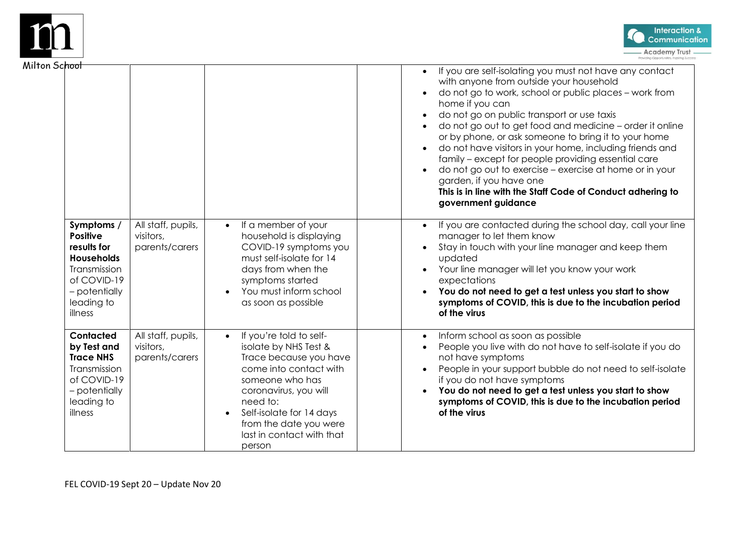| | | | | |
|---|---|---|---|---|
| | | | | • If you are self-isolating you must not have any contact with anyone from outside your household<br>• do not go to work, school or public places – work from home if you can<br>• do not go on public transport or use taxis<br>• do not go out to get food and medicine – order it online or by phone, or ask someone to bring it to your home<br>• do not have visitors in your home, including friends and family – except for people providing essential care<br>• do not go out to exercise – exercise at home or in your garden, if you have one<br>**This is in line with the Staff Code of Conduct adhering to government guidance** |
| **Symptoms / Positive results for Households** Transmission of COVID-19 – potentially leading to illness | All staff, pupils, visitors, parents/carers | • If a member of your household is displaying COVID-19 symptoms you must self-isolate for 14 days from when the symptoms started<br>• You must inform school as soon as possible | | • If you are contacted during the school day, call your line manager to let them know<br>• Stay in touch with your line manager and keep them updated<br>• Your line manager will let you know your work expectations<br>• **You do not need to get a test unless you start to show symptoms of COVID, this is due to the incubation period of the virus** |
| **Contacted by Test and Trace NHS** Transmission of COVID-19 – potentially leading to illness | All staff, pupils, visitors, parents/carers | • If you're told to self-isolate by NHS Test & Trace because you have come into contact with someone who has coronavirus, you will need to:<br>• Self-isolate for 14 days from the date you were last in contact with that person | | • Inform school as soon as possible<br>• People you live with do not have to self-isolate if you do not have symptoms<br>• People in your support bubble do not need to self-isolate if you do not have symptoms<br>• **You do not need to get a test unless you start to show symptoms of COVID, this is due to the incubation period of the virus** |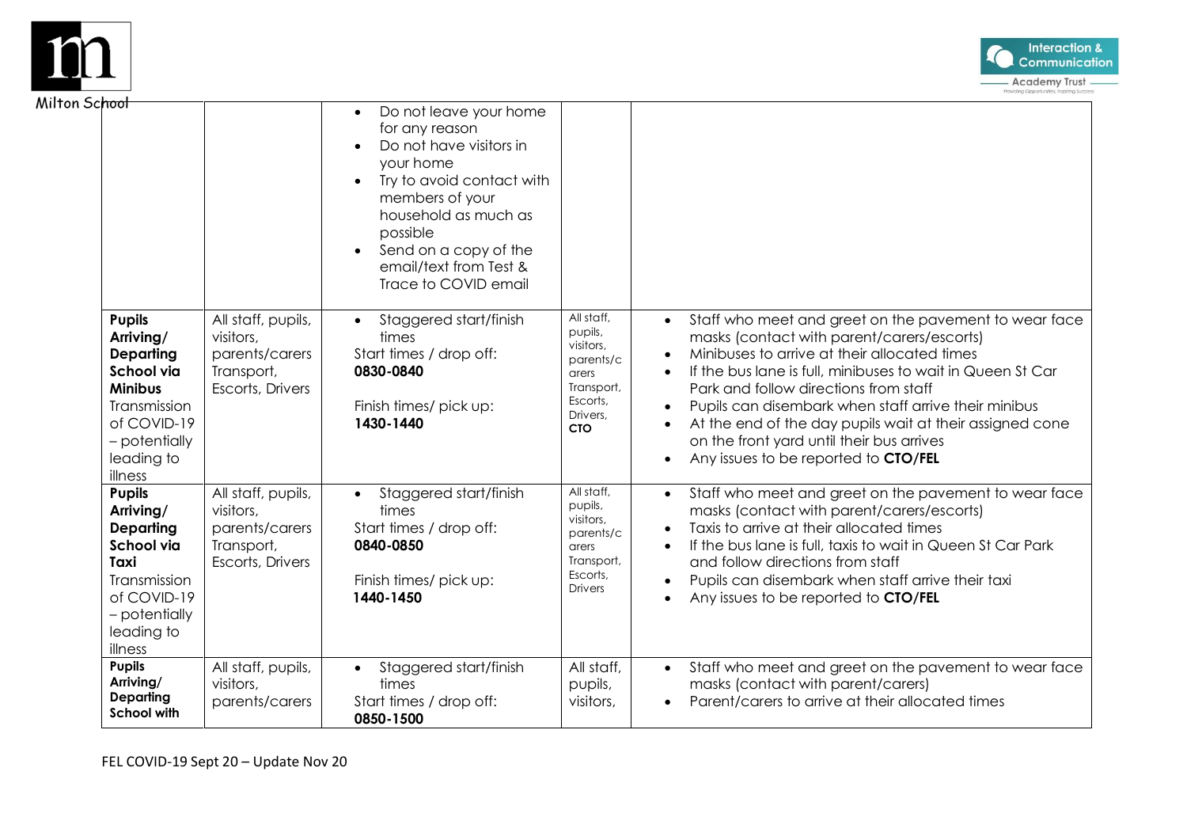| | | | | |
|---|---|---|---|---|
| | | • Do not leave your home for any reason<br>• Do not have visitors in your home<br>• Try to avoid contact with members of your household as much as possible<br>• Send on a copy of the email/text from Test & Trace to COVID email | | |
| **Pupils Arriving/ Departing School via Minibus** Transmission of COVID-19 – potentially leading to illness | All staff, pupils, visitors, parents/carers Transport, Escorts, Drivers | • Staggered start/finish times<br>Start times / drop off:<br>**0830-0840**<br><br>Finish times/ pick up:<br>**1430-1440** | All staff, pupils, visitors, parents/carers Transport, Escorts, Drivers, **CTO** | • Staff who meet and greet on the pavement to wear face masks (contact with parent/carers/escorts)<br>• Minibuses to arrive at their allocated times<br>• If the bus lane is full, minibuses to wait in Queen St Car Park and follow directions from staff<br>• Pupils can disembark when staff arrive their minibus<br>• At the end of the day pupils wait at their assigned cone on the front yard until their bus arrives<br>• Any issues to be reported to **CTO/FEL** |
| **Pupils Arriving/ Departing School via Taxi** Transmission of COVID-19 – potentially leading to illness | All staff, pupils, visitors, parents/carers Transport, Escorts, Drivers | • Staggered start/finish times<br>Start times / drop off:<br>**0840-0850**<br><br>Finish times/ pick up:<br>**1440-1450** | All staff, pupils, visitors, parents/carers Transport, Escorts, Drivers | • Staff who meet and greet on the pavement to wear face masks (contact with parent/carers/escorts)<br>• Taxis to arrive at their allocated times<br>• If the bus lane is full, taxis to wait in Queen St Car Park and follow directions from staff<br>• Pupils can disembark when staff arrive their taxi<br>• Any issues to be reported to **CTO/FEL** |
| **Pupils Arriving/ Departing School with** | All staff, pupils, visitors, parents/carers | • Staggered start/finish times<br>Start times / drop off:<br>**0850-1500** | All staff, pupils, visitors, | • Staff who meet and greet on the pavement to wear face masks (contact with parent/carers)<br>• Parent/carers to arrive at their allocated times |

FEL COVID-19 Sept 20 – Update Nov 20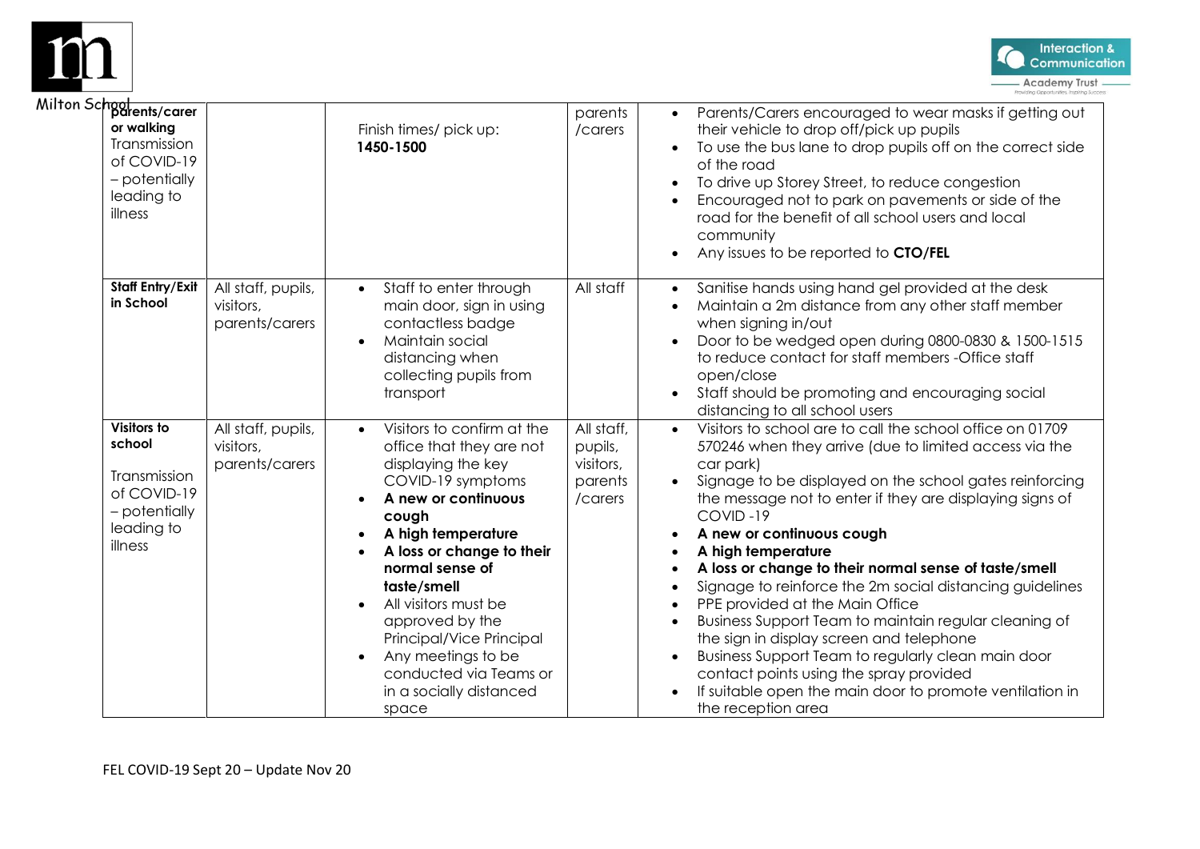| | | | | |
|---|---|---|---|---|
| **parents/carer or walking** Transmission of COVID-19 – potentially leading to illness | | Finish times/ pick up: **1450-1500** | parents /carers | • Parents/Carers encouraged to wear masks if getting out their vehicle to drop off/pick up pupils<br>• To use the bus lane to drop pupils off on the correct side of the road<br>• To drive up Storey Street, to reduce congestion<br>• Encouraged not to park on pavements or side of the road for the benefit of all school users and local community<br>• Any issues to be reported to **CTO/FEL** |
| **Staff Entry/Exit in School** | All staff, pupils, visitors, parents/carers | • Staff to enter through main door, sign in using contactless badge<br>• Maintain social distancing when collecting pupils from transport | All staff | • Sanitise hands using hand gel provided at the desk<br>• Maintain a 2m distance from any other staff member when signing in/out<br>• Door to be wedged open during 0800-0830 & 1500-1515 to reduce contact for staff members -Office staff open/close<br>• Staff should be promoting and encouraging social distancing to all school users |
| **Visitors to school** Transmission of COVID-19 – potentially leading to illness | All staff, pupils, visitors, parents/carers | • Visitors to confirm at the office that they are not displaying the key COVID-19 symptoms<br>• **A new or continuous cough**<br>• **A high temperature**<br>• **A loss or change to their normal sense of taste/smell**<br>• All visitors must be approved by the Principal/Vice Principal<br>• Any meetings to be conducted via Teams or in a socially distanced space | All staff, pupils, visitors, parents /carers | • Visitors to school are to call the school office on 01709 570246 when they arrive (due to limited access via the car park)<br>• Signage to be displayed on the school gates reinforcing the message not to enter if they are displaying signs of COVID -19<br>• **A new or continuous cough**<br>• **A high temperature**<br>• **A loss or change to their normal sense of taste/smell**<br>• Signage to reinforce the 2m social distancing guidelines<br>• PPE provided at the Main Office<br>• Business Support Team to maintain regular cleaning of the sign in display screen and telephone<br>• Business Support Team to regularly clean main door contact points using the spray provided<br>• If suitable open the main door to promote ventilation in the reception area |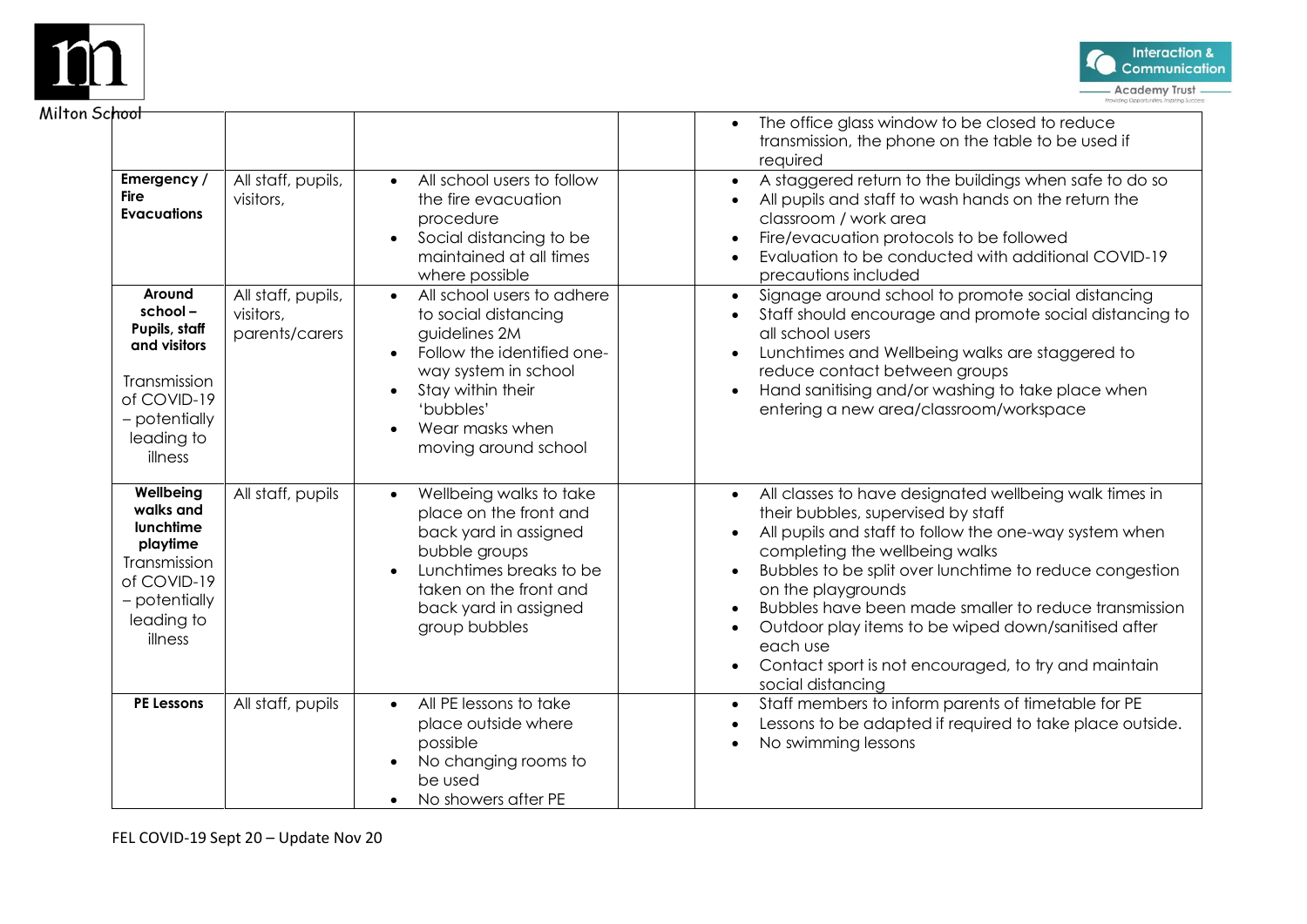| | | | | |
|---|---|---|---|---|
| | | | | • The office glass window to be closed to reduce transmission, the phone on the table to be used if required |
| **Emergency / Fire Evacuations** | All staff, pupils, visitors, | • All school users to follow the fire evacuation procedure<br>• Social distancing to be maintained at all times where possible | | • A staggered return to the buildings when safe to do so<br>• All pupils and staff to wash hands on the return the classroom / work area<br>• Fire/evacuation protocols to be followed<br>• Evaluation to be conducted with additional COVID-19 precautions included |
| **Around school – Pupils, staff and visitors**<br><br>Transmission of COVID-19 – potentially leading to illness | All staff, pupils, visitors, parents/carers | • All school users to adhere to social distancing guidelines 2M<br>• Follow the identified one-way system in school<br>• Stay within their 'bubbles'<br>• Wear masks when moving around school | | • Signage around school to promote social distancing<br>• Staff should encourage and promote social distancing to all school users<br>• Lunchtimes and Wellbeing walks are staggered to reduce contact between groups<br>• Hand sanitising and/or washing to take place when entering a new area/classroom/workspace |
| **Wellbeing walks and lunchtime playtime**<br>Transmission of COVID-19 – potentially leading to illness | All staff, pupils | • Wellbeing walks to take place on the front and back yard in assigned bubble groups<br>• Lunchtimes breaks to be taken on the front and back yard in assigned group bubbles | | • All classes to have designated wellbeing walk times in their bubbles, supervised by staff<br>• All pupils and staff to follow the one-way system when completing the wellbeing walks<br>• Bubbles to be split over lunchtime to reduce congestion on the playgrounds<br>• Bubbles have been made smaller to reduce transmission<br>• Outdoor play items to be wiped down/sanitised after each use<br>• Contact sport is not encouraged, to try and maintain social distancing |
| **PE Lessons** | All staff, pupils | • All PE lessons to take place outside where possible<br>• No changing rooms to be used<br>• No showers after PE | | • Staff members to inform parents of timetable for PE<br>• Lessons to be adapted if required to take place outside.<br>• No swimming lessons |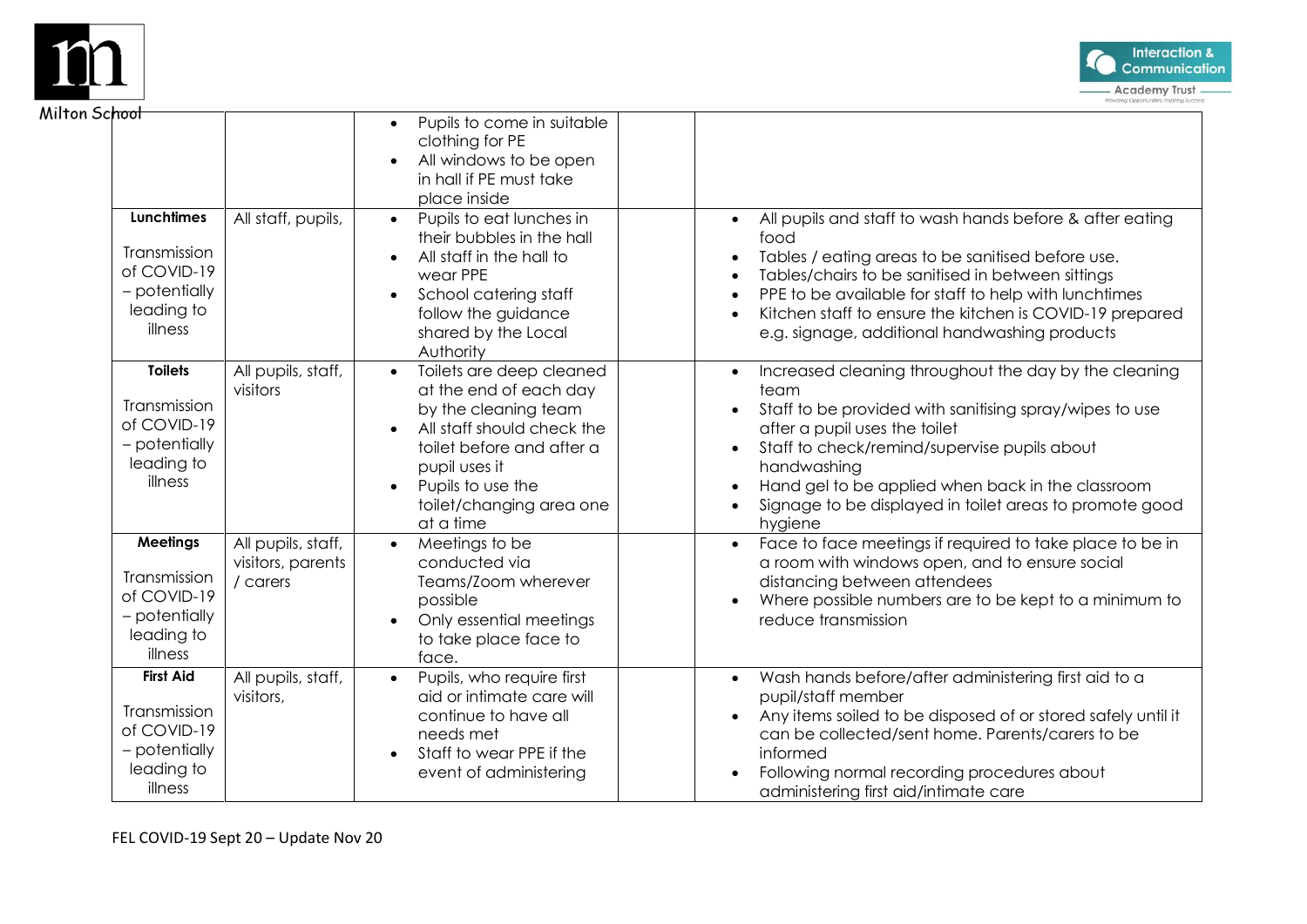| | | | | |
|---|---|---|---|---|
| | | • Pupils to come in suitable clothing for PE<br>• All windows to be open in hall if PE must take place inside | | |
| **Lunchtimes**<br><br>Transmission of COVID-19 – potentially leading to illness | All staff, pupils, | • Pupils to eat lunches in their bubbles in the hall<br>• All staff in the hall to wear PPE<br>• School catering staff follow the guidance shared by the Local Authority | | • All pupils and staff to wash hands before & after eating food<br>• Tables / eating areas to be sanitised before use.<br>• Tables/chairs to be sanitised in between sittings<br>• PPE to be available for staff to help with lunchtimes<br>• Kitchen staff to ensure the kitchen is COVID-19 prepared e.g. signage, additional handwashing products |
| **Toilets**<br><br>Transmission of COVID-19 – potentially leading to illness | All pupils, staff, visitors | • Toilets are deep cleaned at the end of each day by the cleaning team<br>• All staff should check the toilet before and after a pupil uses it<br>• Pupils to use the toilet/changing area one at a time | | • Increased cleaning throughout the day by the cleaning team<br>• Staff to be provided with sanitising spray/wipes to use after a pupil uses the toilet<br>• Staff to check/remind/supervise pupils about handwashing<br>• Hand gel to be applied when back in the classroom<br>• Signage to be displayed in toilet areas to promote good hygiene |
| **Meetings**<br><br>Transmission of COVID-19 – potentially leading to illness | All pupils, staff, visitors, parents / carers | • Meetings to be conducted via Teams/Zoom wherever possible<br>• Only essential meetings to take place face to face. | | • Face to face meetings if required to take place to be in a room with windows open, and to ensure social distancing between attendees<br>• Where possible numbers are to be kept to a minimum to reduce transmission |
| **First Aid**<br><br>Transmission of COVID-19 – potentially leading to illness | All pupils, staff, visitors, | • Pupils, who require first aid or intimate care will continue to have all needs met<br>• Staff to wear PPE if the event of administering | | • Wash hands before/after administering first aid to a pupil/staff member<br>• Any items soiled to be disposed of or stored safely until it can be collected/sent home. Parents/carers to be informed<br>• Following normal recording procedures about administering first aid/intimate care |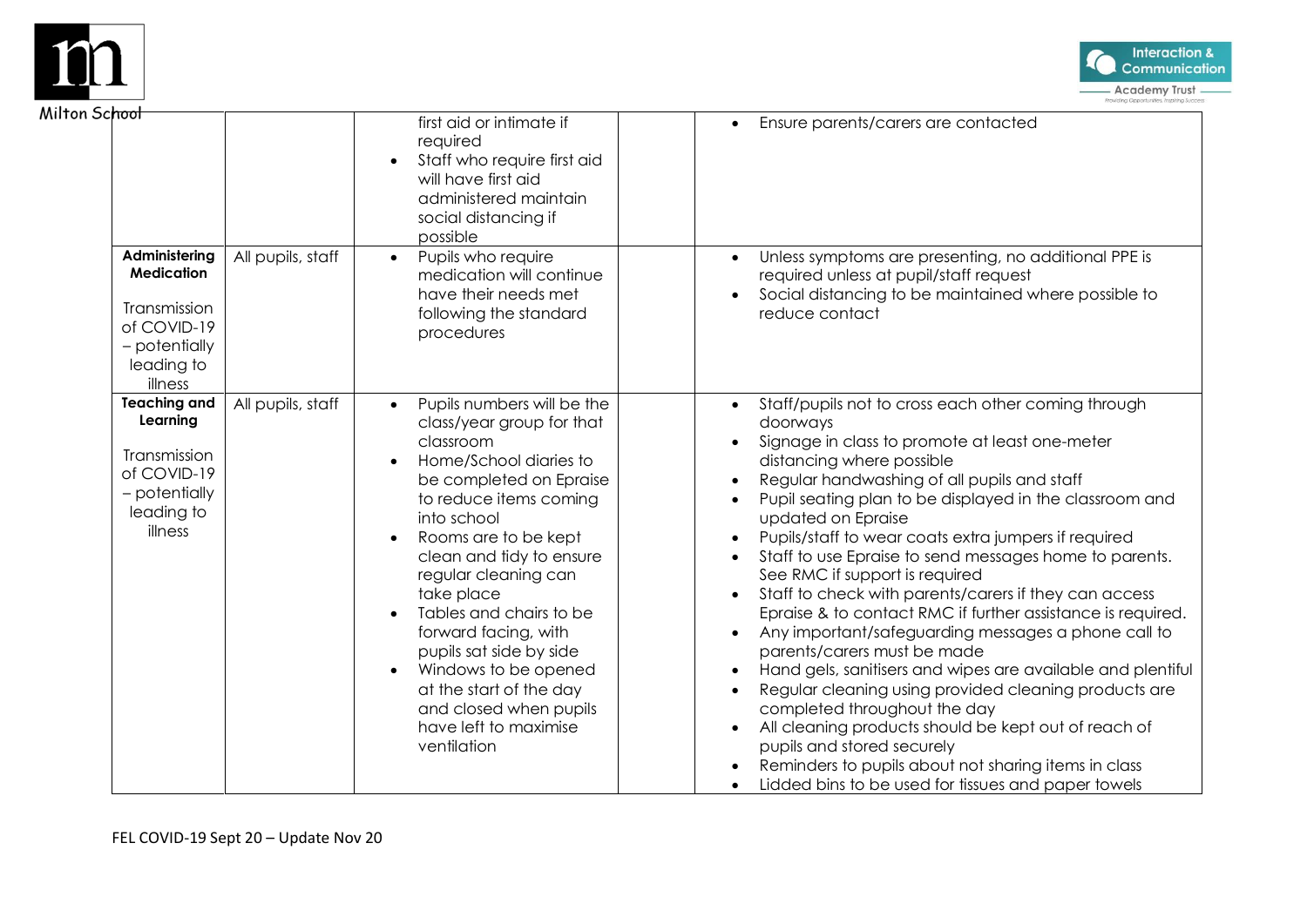| | | | | |
|---|---|---|---|---|
| | | first aid or intimate if required<br>• Staff who require first aid will have first aid administered maintain social distancing if possible | | • Ensure parents/carers are contacted |
| **Administering Medication**<br><br>Transmission of COVID-19 – potentially leading to illness | All pupils, staff | • Pupils who require medication will continue have their needs met following the standard procedures | | • Unless symptoms are presenting, no additional PPE is required unless at pupil/staff request<br>• Social distancing to be maintained where possible to reduce contact |
| **Teaching and Learning**<br><br>Transmission of COVID-19 – potentially leading to illness | All pupils, staff | • Pupils numbers will be the class/year group for that classroom<br>• Home/School diaries to be completed on Epraise to reduce items coming into school<br>• Rooms are to be kept clean and tidy to ensure regular cleaning can take place<br>• Tables and chairs to be forward facing, with pupils sat side by side<br>• Windows to be opened at the start of the day and closed when pupils have left to maximise ventilation | | • Staff/pupils not to cross each other coming through doorways<br>• Signage in class to promote at least one-meter distancing where possible<br>• Regular handwashing of all pupils and staff<br>• Pupil seating plan to be displayed in the classroom and updated on Epraise<br>• Pupils/staff to wear coats extra jumpers if required<br>• Staff to use Epraise to send messages home to parents. See RMC if support is required<br>• Staff to check with parents/carers if they can access Epraise & to contact RMC if further assistance is required.<br>• Any important/safeguarding messages a phone call to parents/carers must be made<br>• Hand gels, sanitisers and wipes are available and plentiful<br>• Regular cleaning using provided cleaning products are completed throughout the day<br>• All cleaning products should be kept out of reach of pupils and stored securely<br>• Reminders to pupils about not sharing items in class<br>• Lidded bins to be used for tissues and paper towels |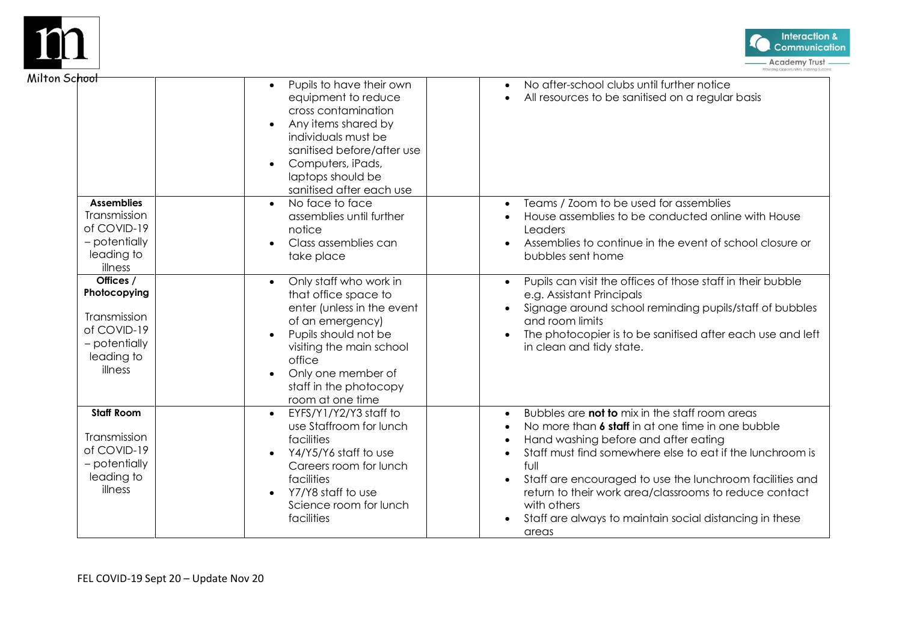| | | | | |
|---|---|---|---|---|
| | | • Pupils to have their own equipment to reduce cross contamination<br>• Any items shared by individuals must be sanitised before/after use<br>• Computers, iPads, laptops should be sanitised after each use | | • No after-school clubs until further notice<br>• All resources to be sanitised on a regular basis |
| **Assemblies** Transmission of COVID-19 – potentially leading to illness | | • No face to face assemblies until further notice<br>• Class assemblies can take place | | • Teams / Zoom to be used for assemblies<br>• House assemblies to be conducted online with House Leaders<br>• Assemblies to continue in the event of school closure or bubbles sent home |
| **Offices / Photocopying** Transmission of COVID-19 – potentially leading to illness | | • Only staff who work in that office space to enter (unless in the event of an emergency)<br>• Pupils should not be visiting the main school office<br>• Only one member of staff in the photocopy room at one time | | • Pupils can visit the offices of those staff in their bubble e.g. Assistant Principals<br>• Signage around school reminding pupils/staff of bubbles and room limits<br>• The photocopier is to be sanitised after each use and left in clean and tidy state. |
| **Staff Room** Transmission of COVID-19 – potentially leading to illness | | • EYFS/Y1/Y2/Y3 staff to use Staffroom for lunch facilities<br>• Y4/Y5/Y6 staff to use Careers room for lunch facilities<br>• Y7/Y8 staff to use Science room for lunch facilities | | • Bubbles are **not to** mix in the staff room areas<br>• No more than **6 staff** in at one time in one bubble<br>• Hand washing before and after eating<br>• Staff must find somewhere else to eat if the lunchroom is full<br>• Staff are encouraged to use the lunchroom facilities and return to their work area/classrooms to reduce contact with others<br>• Staff are always to maintain social distancing in these areas |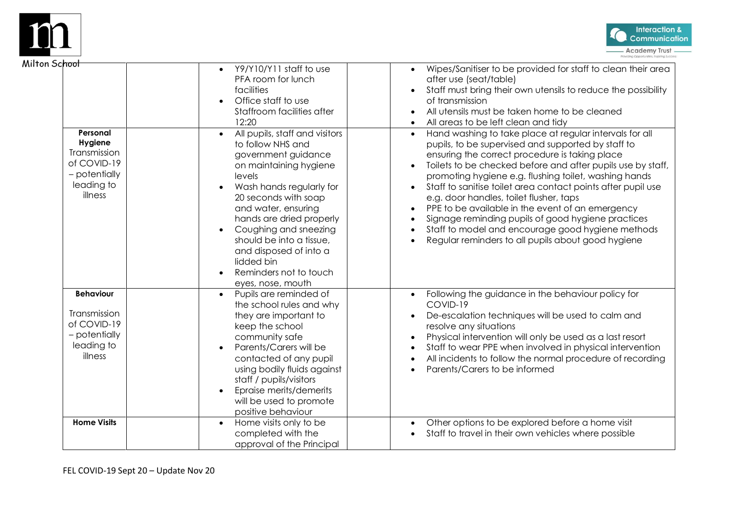| | | | | |
|---|---|---|---|---|
| | | • Y9/Y10/Y11 staff to use PFA room for lunch facilities<br>• Office staff to use Staffroom facilities after 12:20 | | • Wipes/Sanitiser to be provided for staff to clean their area after use (seat/table)<br>• Staff must bring their own utensils to reduce the possibility of transmission<br>• All utensils must be taken home to be cleaned<br>• All areas to be left clean and tidy |
| **Personal Hygiene** Transmission of COVID-19 – potentially leading to illness | | • All pupils, staff and visitors to follow NHS and government guidance on maintaining hygiene levels<br>• Wash hands regularly for 20 seconds with soap and water, ensuring hands are dried properly<br>• Coughing and sneezing should be into a tissue, and disposed of into a lidded bin<br>• Reminders not to touch eyes, nose, mouth | | • Hand washing to take place at regular intervals for all pupils, to be supervised and supported by staff to ensuring the correct procedure is taking place<br>• Toilets to be checked before and after pupils use by staff, promoting hygiene e.g. flushing toilet, washing hands<br>• Staff to sanitise toilet area contact points after pupil use e.g. door handles, toilet flusher, taps<br>• PPE to be available in the event of an emergency<br>• Signage reminding pupils of good hygiene practices<br>• Staff to model and encourage good hygiene methods<br>• Regular reminders to all pupils about good hygiene |
| **Behaviour** Transmission of COVID-19 – potentially leading to illness | | • Pupils are reminded of the school rules and why they are important to keep the school community safe<br>• Parents/Carers will be contacted of any pupil using bodily fluids against staff / pupils/visitors<br>• Epraise merits/demerits will be used to promote positive behaviour | | • Following the guidance in the behaviour policy for COVID-19<br>• De-escalation techniques will be used to calm and resolve any situations<br>• Physical intervention will only be used as a last resort<br>• Staff to wear PPE when involved in physical intervention<br>• All incidents to follow the normal procedure of recording<br>• Parents/Carers to be informed |
| **Home Visits** | | • Home visits only to be completed with the approval of the Principal | | • Other options to be explored before a home visit<br>• Staff to travel in their own vehicles where possible |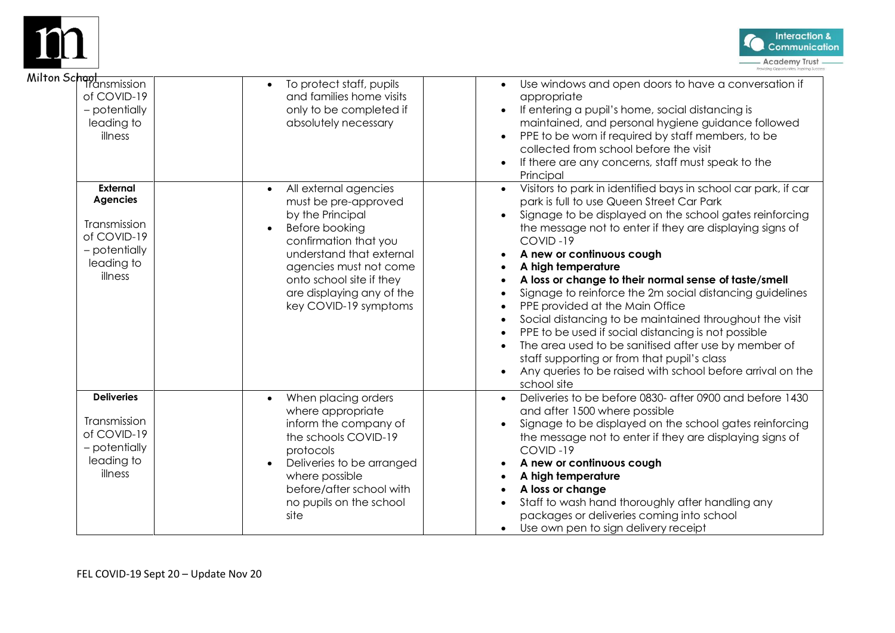| | | | | |
|---|---|---|---|---|
| Transmission of COVID-19 – potentially leading to illness | | • To protect staff, pupils and families home visits only to be completed if absolutely necessary | | • Use windows and open doors to have a conversation if appropriate<br>• If entering a pupil's home, social distancing is maintained, and personal hygiene guidance followed<br>• PPE to be worn if required by staff members, to be collected from school before the visit<br>• If there are any concerns, staff must speak to the Principal |
| **External Agencies**<br><br>Transmission of COVID-19 – potentially leading to illness | | • All external agencies must be pre-approved by the Principal<br>• Before booking confirmation that you understand that external agencies must not come onto school site if they are displaying any of the key COVID-19 symptoms | | • Visitors to park in identified bays in school car park, if car park is full to use Queen Street Car Park<br>• Signage to be displayed on the school gates reinforcing the message not to enter if they are displaying signs of COVID -19<br>• **A new or continuous cough**<br>• **A high temperature**<br>• **A loss or change to their normal sense of taste/smell**<br>• Signage to reinforce the 2m social distancing guidelines<br>• PPE provided at the Main Office<br>• Social distancing to be maintained throughout the visit<br>• PPE to be used if social distancing is not possible<br>• The area used to be sanitised after use by member of staff supporting or from that pupil's class<br>• Any queries to be raised with school before arrival on the school site |
| **Deliveries**<br><br>Transmission of COVID-19 – potentially leading to illness | | • When placing orders where appropriate inform the company of the schools COVID-19 protocols<br>• Deliveries to be arranged where possible before/after school with no pupils on the school site | | • Deliveries to be before 0830- after 0900 and before 1430 and after 1500 where possible<br>• Signage to be displayed on the school gates reinforcing the message not to enter if they are displaying signs of COVID -19<br>• **A new or continuous cough**<br>• **A high temperature**<br>• **A loss or change**<br>• Staff to wash hand thoroughly after handling any packages or deliveries coming into school<br>• Use own pen to sign delivery receipt |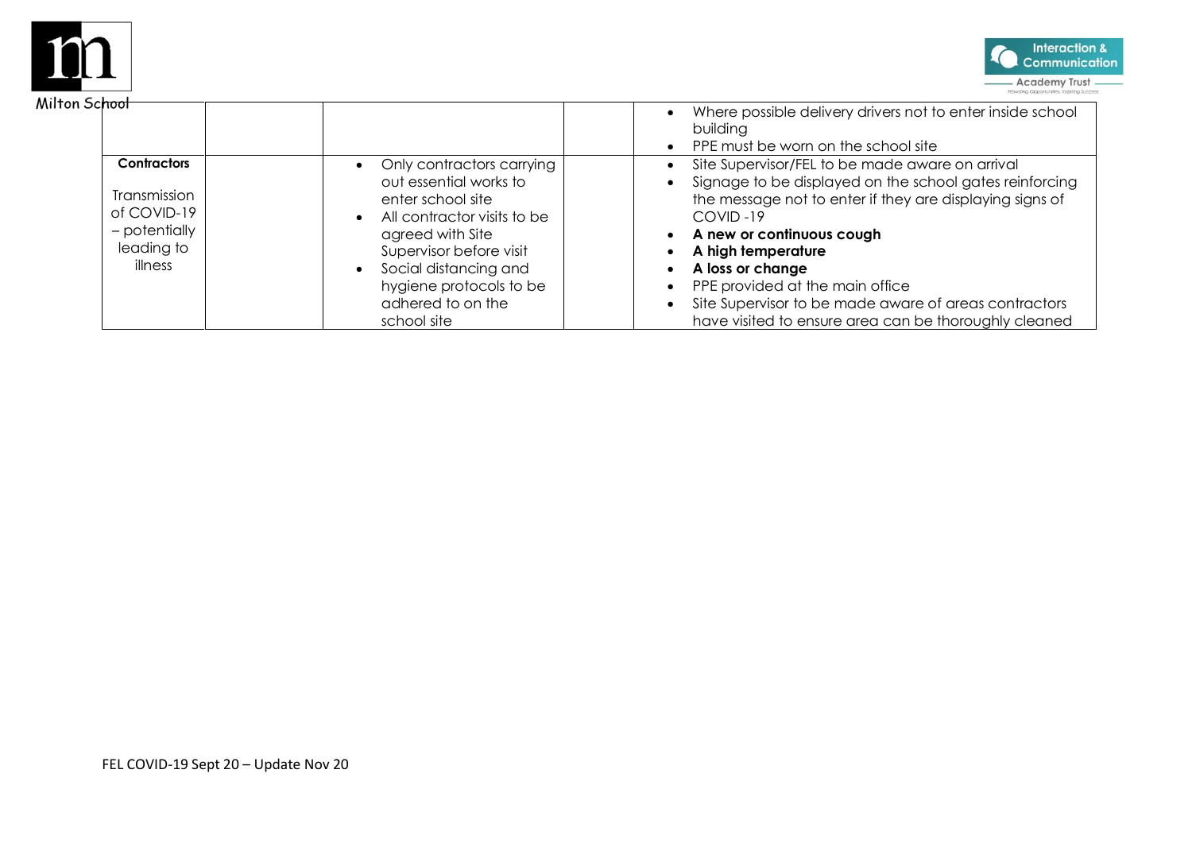| | | | | |
|---|---|---|---|---|
| | | | | • Where possible delivery drivers not to enter inside school building<br>• PPE must be worn on the school site |
| **Contractors**<br><br>Transmission of COVID-19 – potentially leading to illness | | • Only contractors carrying out essential works to enter school site<br>• All contractor visits to be agreed with Site Supervisor before visit<br>• Social distancing and hygiene protocols to be adhered to on the school site | | • Site Supervisor/FEL to be made aware on arrival<br>• Signage to be displayed on the school gates reinforcing the message not to enter if they are displaying signs of COVID -19<br>• **A new or continuous cough**<br>• **A high temperature**<br>• **A loss or change**<br>• PPE provided at the main office<br>• Site Supervisor to be made aware of areas contractors have visited to ensure area can be thoroughly cleaned |

FEL COVID-19 Sept 20 – Update Nov 20